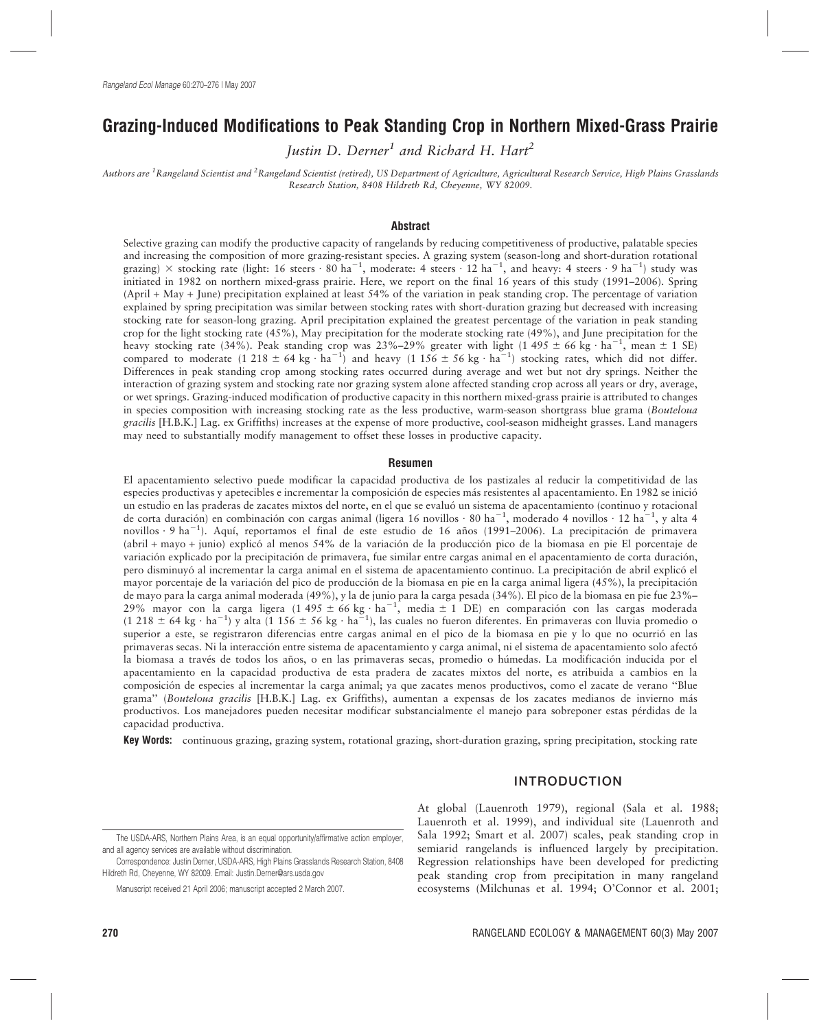# Grazing-Induced Modifications to Peak Standing Crop in Northern Mixed-Grass Prairie

*Justin D. Derner*[1] *and Richard H. Hart*[2]

*Authors are* [1]*Rangeland Scientist and* [2]*Rangeland Scientist (retired), US Department of Agriculture, Agricultural Research Service, High Plains Grasslands Research Station, 8408 Hildreth Rd, Cheyenne, WY 82009.*

## Abstract

Selective grazing can modify the productive capacity of rangelands by reducing competitiveness of productive, palatable species and increasing the composition of more grazing-resistant species. A grazing system (season-long and short-duration rotational grazing) × stocking rate (light: 16 steers · 80 $ha^{-1}$, moderate: 4 steers · 12 $ha^{-1}$, and heavy: 4 steers · 9 $ha^{-1}$) study was initiated in 1982 on northern mixed-grass prairie. Here, we report on the final 16 years of this study (1991–2006). Spring (April + May + June) precipitation explained at least 54% of the variation in peak standing crop. The percentage of variation explained by spring precipitation was similar between stocking rates with short-duration grazing but decreased with increasing stocking rate for season-long grazing. April precipitation explained the greatest percentage of the variation in peak standing crop for the light stocking rate (45%), May precipitation for the moderate stocking rate (49%), and June precipitation for the heavy stocking rate (34%). Peak standing crop was 23%–29% greater with light (1 495 ± 66 kg · $ha^{-1}$, mean ± 1 SE) compared to moderate (1 218 ± 64 kg · $ha^{-1}$) and heavy (1 156 ± 56 kg · $ha^{-1}$) stocking rates, which did not differ. Differences in peak standing crop among stocking rates occurred during average and wet but not dry springs. Neither the interaction of grazing system and stocking rate nor grazing system alone affected standing crop across all years or dry, average, or wet springs. Grazing-induced modification of productive capacity in this northern mixed-grass prairie is attributed to changes in species composition with increasing stocking rate as the less productive, warm-season shortgrass blue grama (*Bouteloua gracilis* [H.B.K.] Lag. ex Griffiths) increases at the expense of more productive, cool-season midheight grasses. Land managers may need to substantially modify management to offset these losses in productive capacity.

## Resumen

El apacentamiento selectivo puede modificar la capacidad productiva de los pastizales al reducir la competitividad de las especies productivas y apetecibles e incrementar la composición de especies más resistentes al apacentamiento. En 1982 se inició un estudio en las praderas de zacates mixtos del norte, en el que se evaluó un sistema de apacentamiento (continuo y rotacional de corta duración) en combinación con cargas animal (ligera 16 novillos · 80 $ha^{-1}$, moderado 4 novillos · 12 $ha^{-1}$, y alta 4 novillos · 9 $ha^{-1}$). Aquí, reportamos el final de este estudio de 16 años (1991–2006). La precipitación de primavera (abril + mayo + junio) explicó al menos 54% de la variación de la producción pico de la biomasa en pie El porcentaje de variación explicado por la precipitación de primavera, fue similar entre cargas animal en el apacentamiento de corta duración, pero disminuyó al incrementar la carga animal en el sistema de apacentamiento continuo. La precipitación de abril explicó el mayor porcentaje de la variación del pico de producción de la biomasa en pie en la carga animal ligera (45%), la precipitación de mayo para la carga animal moderada (49%), y la de junio para la carga pesada (34%). El pico de la biomasa en pie fue 23%–29% mayor con la carga ligera (1 495 ± 66 kg · $ha^{-1}$, media ± 1 DE) en comparación con las cargas moderada (1 218 ± 64 kg · $ha^{-1}$) y alta (1 156 ± 56 kg · $ha^{-1}$), las cuales no fueron diferentes. En primaveras con lluvia promedio o superior a este, se registraron diferencias entre cargas animal en el pico de la biomasa en pie y lo que no ocurrió en las primaveras secas. Ni la interacción entre sistema de apacentamiento y carga animal, ni el sistema de apacentamiento solo afectó la biomasa a través de todos los años, o en las primaveras secas, promedio o húmedas. La modificación inducida por el apacentamiento en la capacidad productiva de esta pradera de zacates mixtos del norte, es atribuida a cambios en la composición de especies al incrementar la carga animal; ya que zacates menos productivos, como el zacate de verano "Blue grama" (*Bouteloua gracilis* [H.B.K.] Lag. ex Griffiths), aumentan a expensas de los zacates medianos de invierno más productivos. Los manejadores pueden necesitar modificar substancialmente el manejo para sobreponer estas pérdidas de la capacidad productiva.

**Key Words:** continuous grazing, grazing system, rotational grazing, short-duration grazing, spring precipitation, stocking rate

## INTRODUCTION

At global (Lauenroth 1979), regional (Sala et al. 1988; Lauenroth et al. 1999), and individual site (Lauenroth and Sala 1992; Smart et al. 2007) scales, peak standing crop in semiarid rangelands is influenced largely by precipitation. Regression relationships have been developed for predicting peak standing crop from precipitation in many rangeland ecosystems (Milchunas et al. 1994; O'Connor et al. 2001;

The USDA-ARS, Northern Plains Area, is an equal opportunity/affirmative action employer, and all agency services are available without discrimination.

Correspondence: Justin Derner, USDA-ARS, High Plains Grasslands Research Station, 8408 Hildreth Rd, Cheyenne, WY 82009. Email: Justin.Derner@ars.usda.gov

Manuscript received 21 April 2006; manuscript accepted 2 March 2007.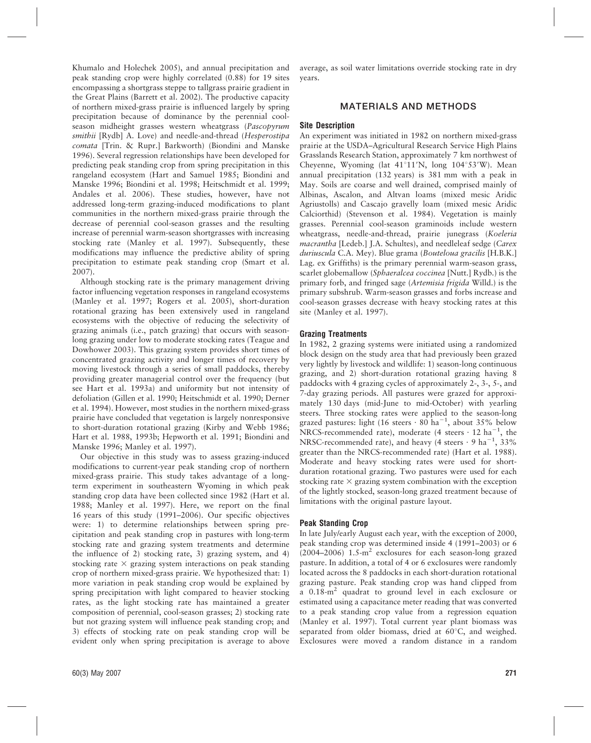Khumalo and Holechek 2005), and annual precipitation and peak standing crop were highly correlated (0.88) for 19 sites encompassing a shortgrass steppe to tallgrass prairie gradient in the Great Plains (Barrett et al. 2002). The productive capacity of northern mixed-grass prairie is influenced largely by spring precipitation because of dominance by the perennial cool-season midheight grasses western wheatgrass (*Pascopyrum smithii* [Rydb] A. Love) and needle-and-thread (*Hesperostipa comata* [Trin. & Rupr.] Barkworth) (Biondini and Manske 1996). Several regression relationships have been developed for predicting peak standing crop from spring precipitation in this rangeland ecosystem (Hart and Samuel 1985; Biondini and Manske 1996; Biondini et al. 1998; Heitschmidt et al. 1999; Andales et al. 2006). These studies, however, have not addressed long-term grazing-induced modifications to plant communities in the northern mixed-grass prairie through the decrease of perennial cool-season grasses and the resulting increase of perennial warm-season shortgrasses with increasing stocking rate (Manley et al. 1997). Subsequently, these modifications may influence the predictive ability of spring precipitation to estimate peak standing crop (Smart et al. 2007).

Although stocking rate is the primary management driving factor influencing vegetation responses in rangeland ecosystems (Manley et al. 1997; Rogers et al. 2005), short-duration rotational grazing has been extensively used in rangeland ecosystems with the objective of reducing the selectivity of grazing animals (i.e., patch grazing) that occurs with season-long grazing under low to moderate stocking rates (Teague and Dowhower 2003). This grazing system provides short times of concentrated grazing activity and longer times of recovery by moving livestock through a series of small paddocks, thereby providing greater managerial control over the frequency (but see Hart et al. 1993a) and uniformity but not intensity of defoliation (Gillen et al. 1990; Heitschmidt et al. 1990; Derner et al. 1994). However, most studies in the northern mixed-grass prairie have concluded that vegetation is largely nonresponsive to short-duration rotational grazing (Kirby and Webb 1986; Hart et al. 1988, 1993b; Hepworth et al. 1991; Biondini and Manske 1996; Manley et al. 1997).

Our objective in this study was to assess grazing-induced modifications to current-year peak standing crop of northern mixed-grass prairie. This study takes advantage of a long-term experiment in southeastern Wyoming in which peak standing crop data have been collected since 1982 (Hart et al. 1988; Manley et al. 1997). Here, we report on the final 16 years of this study (1991–2006). Our specific objectives were: 1) to determine relationships between spring precipitation and peak standing crop in pastures with long-term stocking rate and grazing system treatments and determine the influence of 2) stocking rate, 3) grazing system, and 4) stocking rate × grazing system interactions on peak standing crop of northern mixed-grass prairie. We hypothesized that: 1) more variation in peak standing crop would be explained by spring precipitation with light compared to heavier stocking rates, as the light stocking rate has maintained a greater composition of perennial, cool-season grasses; 2) stocking rate but not grazing system will influence peak standing crop; and 3) effects of stocking rate on peak standing crop will be evident only when spring precipitation is average to above average, as soil water limitations override stocking rate in dry years.

## MATERIALS AND METHODS

### Site Description

An experiment was initiated in 1982 on northern mixed-grass prairie at the USDA–Agricultural Research Service High Plains Grasslands Research Station, approximately 7 km northwest of Cheyenne, Wyoming (lat 41°11′N, long 104°53′W). Mean annual precipitation (132 years) is 381 mm with a peak in May. Soils are coarse and well drained, comprised mainly of Albinas, Ascalon, and Altvan loams (mixed mesic Aridic Agriustolls) and Cascajo gravelly loam (mixed mesic Aridic Calciorthid) (Stevenson et al. 1984). Vegetation is mainly grasses. Perennial cool-season graminoids include western wheatgrass, needle-and-thread, prairie junegrass (*Koeleria macrantha* [Ledeb.] J.A. Schultes), and needleleaf sedge (*Carex duriuscula* C.A. Mey). Blue grama (*Bouteloua gracilis* [H.B.K.] Lag. ex Griffiths) is the primary perennial warm-season grass, scarlet globemallow (*Sphaeralcea coccinea* [Nutt.] Rydb.) is the primary forb, and fringed sage (*Artemisia frigida* Willd.) is the primary subshrub. Warm-season grasses and forbs increase and cool-season grasses decrease with heavy stocking rates at this site (Manley et al. 1997).

### Grazing Treatments

In 1982, 2 grazing systems were initiated using a randomized block design on the study area that had previously been grazed very lightly by livestock and wildlife: 1) season-long continuous grazing, and 2) short-duration rotational grazing having 8 paddocks with 4 grazing cycles of approximately 2-, 3-, 5-, and 7-day grazing periods. All pastures were grazed for approximately 130 days (mid-June to mid-October) with yearling steers. Three stocking rates were applied to the season-long grazed pastures: light (16 steers · 80 $ha^{-1}$, about 35% below NRCS-recommended rate), moderate (4 steers · 12 $ha^{-1}$, the NRSC-recommended rate), and heavy (4 steers · 9 $ha^{-1}$, 33% greater than the NRCS-recommended rate) (Hart et al. 1988). Moderate and heavy stocking rates were used for short-duration rotational grazing. Two pastures were used for each stocking rate × grazing system combination with the exception of the lightly stocked, season-long grazed treatment because of limitations with the original pasture layout.

### Peak Standing Crop

In late July/early August each year, with the exception of 2000, peak standing crop was determined inside 4 (1991–2003) or 6 (2004–2006) 1.5-$m^2$ exclosures for each season-long grazed pasture. In addition, a total of 4 or 6 exclosures were randomly located across the 8 paddocks in each short-duration rotational grazing pasture. Peak standing crop was hand clipped from a 0.18-$m^2$ quadrat to ground level in each exclosure or estimated using a capacitance meter reading that was converted to a peak standing crop value from a regression equation (Manley et al. 1997). Total current year plant biomass was separated from older biomass, dried at 60°C, and weighed. Exclosures were moved a random distance in a random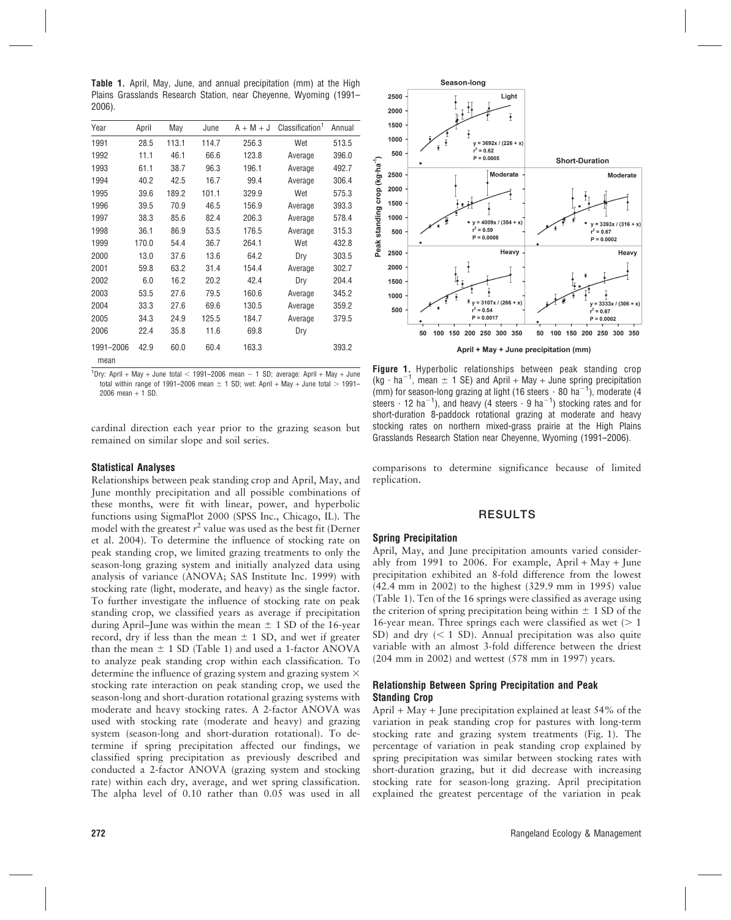**Table 1.** April, May, June, and annual precipitation (mm) at the High Plains Grasslands Research Station, near Cheyenne, Wyoming (1991–2006).

| Year | April | May | June | A + M + J | Classification[1] | Annual |
|---|---|---|---|---|---|---|
| 1991 | 28.5 | 113.1 | 114.7 | 256.3 | Wet | 513.5 |
| 1992 | 11.1 | 46.1 | 66.6 | 123.8 | Average | 396.0 |
| 1993 | 61.1 | 38.7 | 96.3 | 196.1 | Average | 492.7 |
| 1994 | 40.2 | 42.5 | 16.7 | 99.4 | Average | 306.4 |
| 1995 | 39.6 | 189.2 | 101.1 | 329.9 | Wet | 575.3 |
| 1996 | 39.5 | 70.9 | 46.5 | 156.9 | Average | 393.3 |
| 1997 | 38.3 | 85.6 | 82.4 | 206.3 | Average | 578.4 |
| 1998 | 36.1 | 86.9 | 53.5 | 176.5 | Average | 315.3 |
| 1999 | 170.0 | 54.4 | 36.7 | 264.1 | Wet | 432.8 |
| 2000 | 13.0 | 37.6 | 13.6 | 64.2 | Dry | 303.5 |
| 2001 | 59.8 | 63.2 | 31.4 | 154.4 | Average | 302.7 |
| 2002 | 6.0 | 16.2 | 20.2 | 42.4 | Dry | 204.4 |
| 2003 | 53.5 | 27.6 | 79.5 | 160.6 | Average | 345.2 |
| 2004 | 33.3 | 27.6 | 69.6 | 130.5 | Average | 359.2 |
| 2005 | 34.3 | 24.9 | 125.5 | 184.7 | Average | 379.5 |
| 2006 | 22.4 | 35.8 | 11.6 | 69.8 | Dry | |
| 1991–2006 mean | 42.9 | 60.0 | 60.4 | 163.3 | | 393.2 |

[1]Dry: April + May + June total < 1991–2006 mean − 1 SD; average: April + May + June total within range of 1991–2006 mean ± 1 SD; wet: April + May + June total > 1991–2006 mean + 1 SD.

cardinal direction each year prior to the grazing season but remained on similar slope and soil series.

### Statistical Analyses

Relationships between peak standing crop and April, May, and June monthly precipitation and all possible combinations of these months, were fit with linear, power, and hyperbolic functions using SigmaPlot 2000 (SPSS Inc., Chicago, IL). The model with the greatest $r^2$ value was used as the best fit (Derner et al. 2004). To determine the influence of stocking rate on peak standing crop, we limited grazing treatments to only the season-long grazing system and initially analyzed data using analysis of variance (ANOVA; SAS Institute Inc. 1999) with stocking rate (light, moderate, and heavy) as the single factor. To further investigate the influence of stocking rate on peak standing crop, we classified years as average if precipitation during April–June was within the mean ± 1 SD of the 16-year record, dry if less than the mean ± 1 SD, and wet if greater than the mean ± 1 SD (Table 1) and used a 1-factor ANOVA to analyze peak standing crop within each classification. To determine the influence of grazing system and grazing system × stocking rate interaction on peak standing crop, we used the season-long and short-duration rotational grazing systems with moderate and heavy stocking rates. A 2-factor ANOVA was used with stocking rate (moderate and heavy) and grazing system (season-long and short-duration rotational). To determine if spring precipitation affected our findings, we classified spring precipitation as previously described and conducted a 2-factor ANOVA (grazing system and stocking rate) within each dry, average, and wet spring classification. The alpha level of 0.10 rather than 0.05 was used in all comparisons to determine significance because of limited replication.

**Figure 1.** Hyperbolic relationships between peak standing crop ($kg \cdot ha^{-1}$, mean ± 1 SE) and April + May + June spring precipitation (mm) for season-long grazing at light (16 steers · 80 $ha^{-1}$), moderate (4 steers · 12 $ha^{-1}$), and heavy (4 steers · 9 $ha^{-1}$) stocking rates and for short-duration 8-paddock rotational grazing at moderate and heavy stocking rates on northern mixed-grass prairie at the High Plains Grasslands Research Station near Cheyenne, Wyoming (1991–2006).

## RESULTS

### Spring Precipitation

April, May, and June precipitation amounts varied considerably from 1991 to 2006. For example, April + May + June precipitation exhibited an 8-fold difference from the lowest (42.4 mm in 2002) to the highest (329.9 mm in 1995) value (Table 1). Ten of the 16 springs were classified as average using the criterion of spring precipitation being within ± 1 SD of the 16-year mean. Three springs each were classified as wet (> 1 SD) and dry (< 1 SD). Annual precipitation was also quite variable with an almost 3-fold difference between the driest (204 mm in 2002) and wettest (578 mm in 1997) years.

### Relationship Between Spring Precipitation and Peak Standing Crop

April + May + June precipitation explained at least 54% of the variation in peak standing crop for pastures with long-term stocking rate and grazing system treatments (Fig. 1). The percentage of variation in peak standing crop explained by spring precipitation was similar between stocking rates with short-duration grazing, but it did decrease with increasing stocking rate for season-long grazing. April precipitation explained the greatest percentage of the variation in peak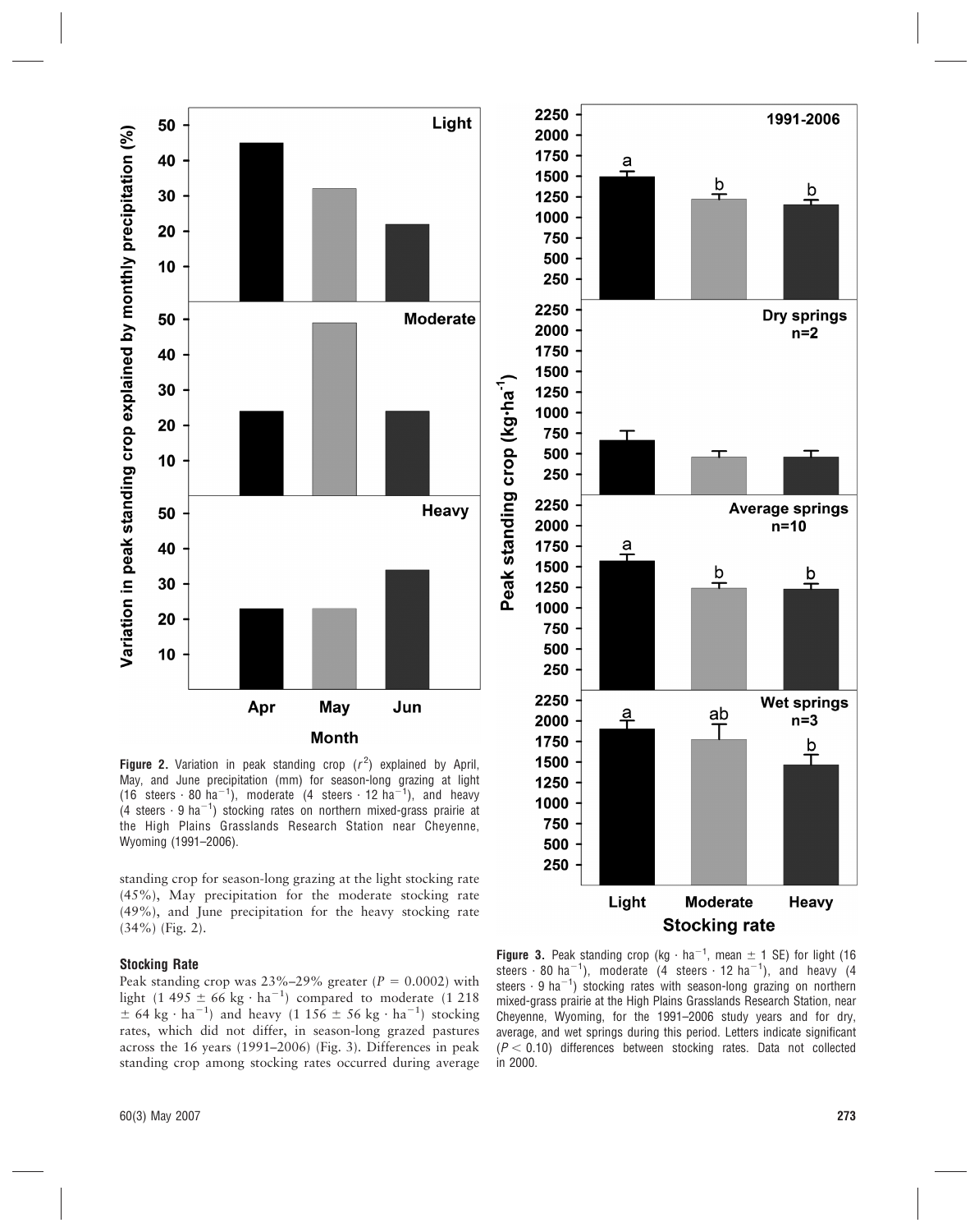**Figure 2.** Variation in peak standing crop ($r^2$) explained by April, May, and June precipitation (mm) for season-long grazing at light (16 steers · 80 $ha^{-1}$), moderate (4 steers · 12 $ha^{-1}$), and heavy (4 steers · 9 $ha^{-1}$) stocking rates on northern mixed-grass prairie at the High Plains Grasslands Research Station near Cheyenne, Wyoming (1991–2006).

standing crop for season-long grazing at the light stocking rate (45%), May precipitation for the moderate stocking rate (49%), and June precipitation for the heavy stocking rate (34%) (Fig. 2).

### Stocking Rate

Peak standing crop was 23%–29% greater ($P = 0.0002$) with light (1 495 ± 66 kg · $ha^{-1}$) compared to moderate (1 218 ± 64 kg · $ha^{-1}$) and heavy (1 156 ± 56 kg · $ha^{-1}$) stocking rates, which did not differ, in season-long grazed pastures across the 16 years (1991–2006) (Fig. 3). Differences in peak standing crop among stocking rates occurred during average

**Figure 3.** Peak standing crop (kg · $ha^{-1}$, mean ± 1 SE) for light (16 steers · 80 $ha^{-1}$), moderate (4 steers · 12 $ha^{-1}$), and heavy (4 steers · 9 $ha^{-1}$) stocking rates with season-long grazing on northern mixed-grass prairie at the High Plains Grasslands Research Station, near Cheyenne, Wyoming, for the 1991–2006 study years and for dry, average, and wet springs during this period. Letters indicate significant ($P < 0.10$) differences between stocking rates. Data not collected in 2000.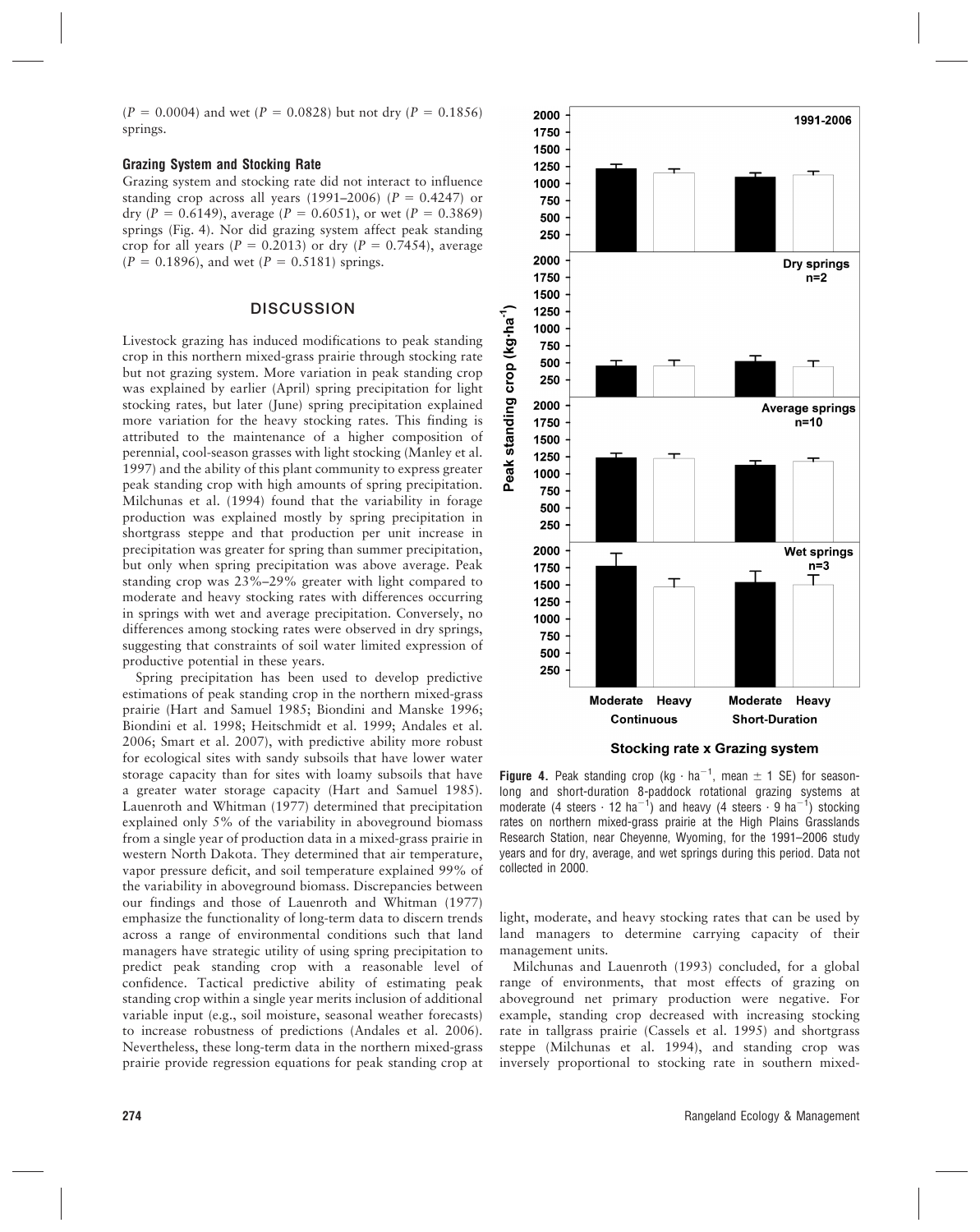($P = 0.0004$) and wet ($P = 0.0828$) but not dry ($P = 0.1856$) springs.

### Grazing System and Stocking Rate

Grazing system and stocking rate did not interact to influence standing crop across all years (1991–2006) ($P = 0.4247$) or dry ($P = 0.6149$), average ($P = 0.6051$), or wet ($P = 0.3869$) springs (Fig. 4). Nor did grazing system affect peak standing crop for all years ($P = 0.2013$) or dry ($P = 0.7454$), average ($P = 0.1896$), and wet ($P = 0.5181$) springs.

## DISCUSSION

Livestock grazing has induced modifications to peak standing crop in this northern mixed-grass prairie through stocking rate but not grazing system. More variation in peak standing crop was explained by earlier (April) spring precipitation for light stocking rates, but later (June) spring precipitation explained more variation for the heavy stocking rates. This finding is attributed to the maintenance of a higher composition of perennial, cool-season grasses with light stocking (Manley et al. 1997) and the ability of this plant community to express greater peak standing crop with high amounts of spring precipitation. Milchunas et al. (1994) found that the variability in forage production was explained mostly by spring precipitation in shortgrass steppe and that production per unit increase in precipitation was greater for spring than summer precipitation, but only when spring precipitation was above average. Peak standing crop was 23%–29% greater with light compared to moderate and heavy stocking rates with differences occurring in springs with wet and average precipitation. Conversely, no differences among stocking rates were observed in dry springs, suggesting that constraints of soil water limited expression of productive potential in these years.

Spring precipitation has been used to develop predictive estimations of peak standing crop in the northern mixed-grass prairie (Hart and Samuel 1985; Biondini and Manske 1996; Biondini et al. 1998; Heitschmidt et al. 1999; Andales et al. 2006; Smart et al. 2007), with predictive ability more robust for ecological sites with sandy subsoils that have lower water storage capacity than for sites with loamy subsoils that have a greater water storage capacity (Hart and Samuel 1985). Lauenroth and Whitman (1977) determined that precipitation explained only 5% of the variability in aboveground biomass from a single year of production data in a mixed-grass prairie in western North Dakota. They determined that air temperature, vapor pressure deficit, and soil temperature explained 99% of the variability in aboveground biomass. Discrepancies between our findings and those of Lauenroth and Whitman (1977) emphasize the functionality of long-term data to discern trends across a range of environmental conditions such that land managers have strategic utility of using spring precipitation to predict peak standing crop with a reasonable level of confidence. Tactical predictive ability of estimating peak standing crop within a single year merits inclusion of additional variable input (e.g., soil moisture, seasonal weather forecasts) to increase robustness of predictions (Andales et al. 2006). Nevertheless, these long-term data in the northern mixed-grass prairie provide regression equations for peak standing crop at light, moderate, and heavy stocking rates that can be used by land managers to determine carrying capacity of their management units.

**Figure 4.** Peak standing crop (kg · ha$^{-1}$, mean ± 1 SE) for season-long and short-duration 8-paddock rotational grazing systems at moderate (4 steers · 12 ha$^{-1}$) and heavy (4 steers · 9 ha$^{-1}$) stocking rates on northern mixed-grass prairie at the High Plains Grasslands Research Station, near Cheyenne, Wyoming, for the 1991–2006 study years and for dry, average, and wet springs during this period. Data not collected in 2000.

Milchunas and Lauenroth (1993) concluded, for a global range of environments, that most effects of grazing on aboveground net primary production were negative. For example, standing crop decreased with increasing stocking rate in tallgrass prairie (Cassels et al. 1995) and shortgrass steppe (Milchunas et al. 1994), and standing crop was inversely proportional to stocking rate in southern mixed-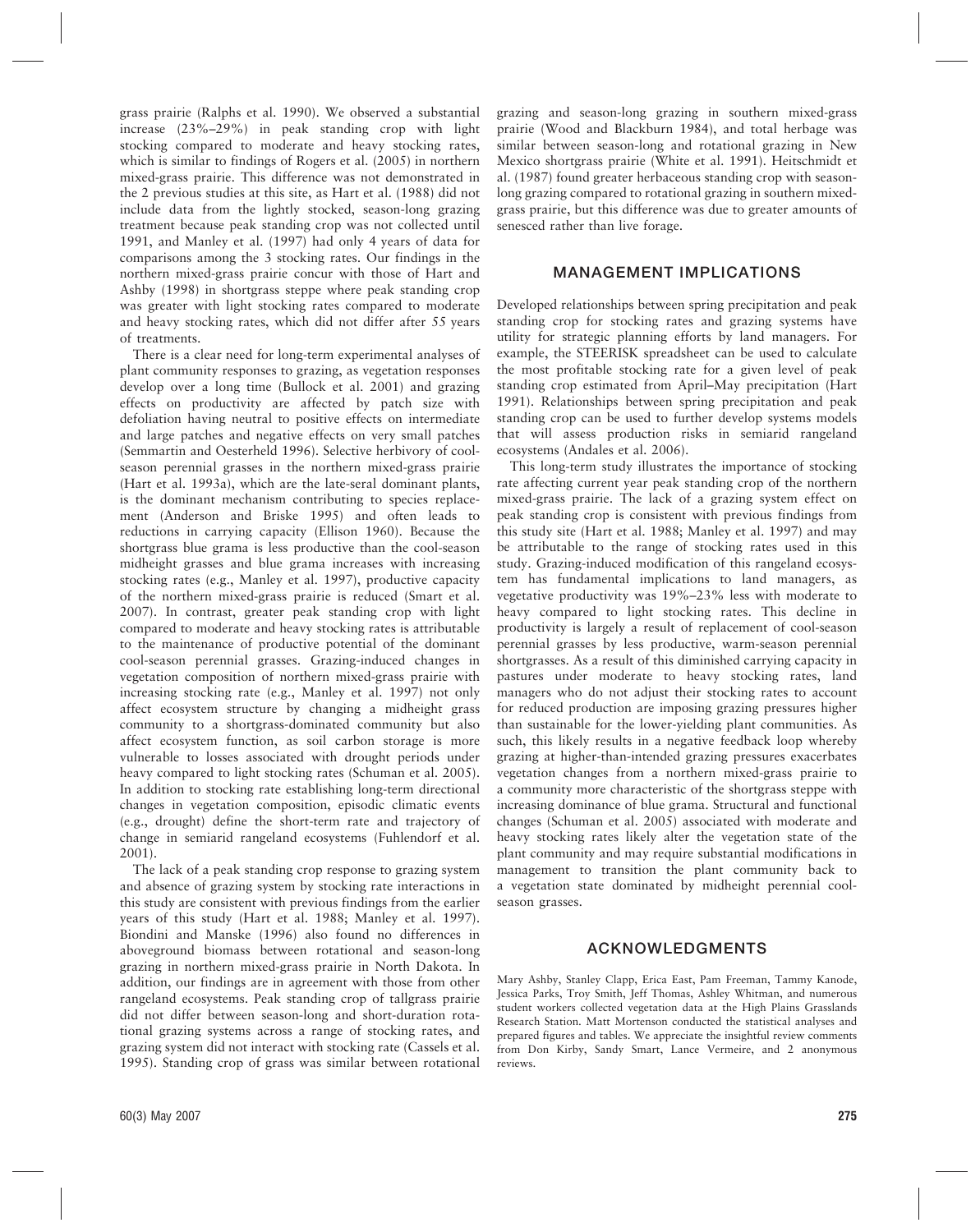grass prairie (Ralphs et al. 1990). We observed a substantial increase (23%–29%) in peak standing crop with light stocking compared to moderate and heavy stocking rates, which is similar to findings of Rogers et al. (2005) in northern mixed-grass prairie. This difference was not demonstrated in the 2 previous studies at this site, as Hart et al. (1988) did not include data from the lightly stocked, season-long grazing treatment because peak standing crop was not collected until 1991, and Manley et al. (1997) had only 4 years of data for comparisons among the 3 stocking rates. Our findings in the northern mixed-grass prairie concur with those of Hart and Ashby (1998) in shortgrass steppe where peak standing crop was greater with light stocking rates compared to moderate and heavy stocking rates, which did not differ after 55 years of treatments.

There is a clear need for long-term experimental analyses of plant community responses to grazing, as vegetation responses develop over a long time (Bullock et al. 2001) and grazing effects on productivity are affected by patch size with defoliation having neutral to positive effects on intermediate and large patches and negative effects on very small patches (Semmartin and Oesterheld 1996). Selective herbivory of cool-season perennial grasses in the northern mixed-grass prairie (Hart et al. 1993a), which are the late-seral dominant plants, is the dominant mechanism contributing to species replacement (Anderson and Briske 1995) and often leads to reductions in carrying capacity (Ellison 1960). Because the shortgrass blue grama is less productive than the cool-season midheight grasses and blue grama increases with increasing stocking rates (e.g., Manley et al. 1997), productive capacity of the northern mixed-grass prairie is reduced (Smart et al. 2007). In contrast, greater peak standing crop with light compared to moderate and heavy stocking rates is attributable to the maintenance of productive potential of the dominant cool-season perennial grasses. Grazing-induced changes in vegetation composition of northern mixed-grass prairie with increasing stocking rate (e.g., Manley et al. 1997) not only affect ecosystem structure by changing a midheight grass community to a shortgrass-dominated community but also affect ecosystem function, as soil carbon storage is more vulnerable to losses associated with drought periods under heavy compared to light stocking rates (Schuman et al. 2005). In addition to stocking rate establishing long-term directional changes in vegetation composition, episodic climatic events (e.g., drought) define the short-term rate and trajectory of change in semiarid rangeland ecosystems (Fuhlendorf et al. 2001).

The lack of a peak standing crop response to grazing system and absence of grazing system by stocking rate interactions in this study are consistent with previous findings from the earlier years of this study (Hart et al. 1988; Manley et al. 1997). Biondini and Manske (1996) also found no differences in aboveground biomass between rotational and season-long grazing in northern mixed-grass prairie in North Dakota. In addition, our findings are in agreement with those from other rangeland ecosystems. Peak standing crop of tallgrass prairie did not differ between season-long and short-duration rotational grazing systems across a range of stocking rates, and grazing system did not interact with stocking rate (Cassels et al. 1995). Standing crop of grass was similar between rotational grazing and season-long grazing in southern mixed-grass prairie (Wood and Blackburn 1984), and total herbage was similar between season-long and rotational grazing in New Mexico shortgrass prairie (White et al. 1991). Heitschmidt et al. (1987) found greater herbaceous standing crop with season-long grazing compared to rotational grazing in southern mixed-grass prairie, but this difference was due to greater amounts of senesced rather than live forage.

## MANAGEMENT IMPLICATIONS

Developed relationships between spring precipitation and peak standing crop for stocking rates and grazing systems have utility for strategic planning efforts by land managers. For example, the STEERISK spreadsheet can be used to calculate the most profitable stocking rate for a given level of peak standing crop estimated from April–May precipitation (Hart 1991). Relationships between spring precipitation and peak standing crop can be used to further develop systems models that will assess production risks in semiarid rangeland ecosystems (Andales et al. 2006).

This long-term study illustrates the importance of stocking rate affecting current year peak standing crop of the northern mixed-grass prairie. The lack of a grazing system effect on peak standing crop is consistent with previous findings from this study site (Hart et al. 1988; Manley et al. 1997) and may be attributable to the range of stocking rates used in this study. Grazing-induced modification of this rangeland ecosystem has fundamental implications to land managers, as vegetative productivity was 19%–23% less with moderate to heavy compared to light stocking rates. This decline in productivity is largely a result of replacement of cool-season perennial grasses by less productive, warm-season perennial shortgrasses. As a result of this diminished carrying capacity in pastures under moderate to heavy stocking rates, land managers who do not adjust their stocking rates to account for reduced production are imposing grazing pressures higher than sustainable for the lower-yielding plant communities. As such, this likely results in a negative feedback loop whereby grazing at higher-than-intended grazing pressures exacerbates vegetation changes from a northern mixed-grass prairie to a community more characteristic of the shortgrass steppe with increasing dominance of blue grama. Structural and functional changes (Schuman et al. 2005) associated with moderate and heavy stocking rates likely alter the vegetation state of the plant community and may require substantial modifications in management to transition the plant community back to a vegetation state dominated by midheight perennial cool-season grasses.

## ACKNOWLEDGMENTS

Mary Ashby, Stanley Clapp, Erica East, Pam Freeman, Tammy Kanode, Jessica Parks, Troy Smith, Jeff Thomas, Ashley Whitman, and numerous student workers collected vegetation data at the High Plains Grasslands Research Station. Matt Mortenson conducted the statistical analyses and prepared figures and tables. We appreciate the insightful review comments from Don Kirby, Sandy Smart, Lance Vermeire, and 2 anonymous reviews.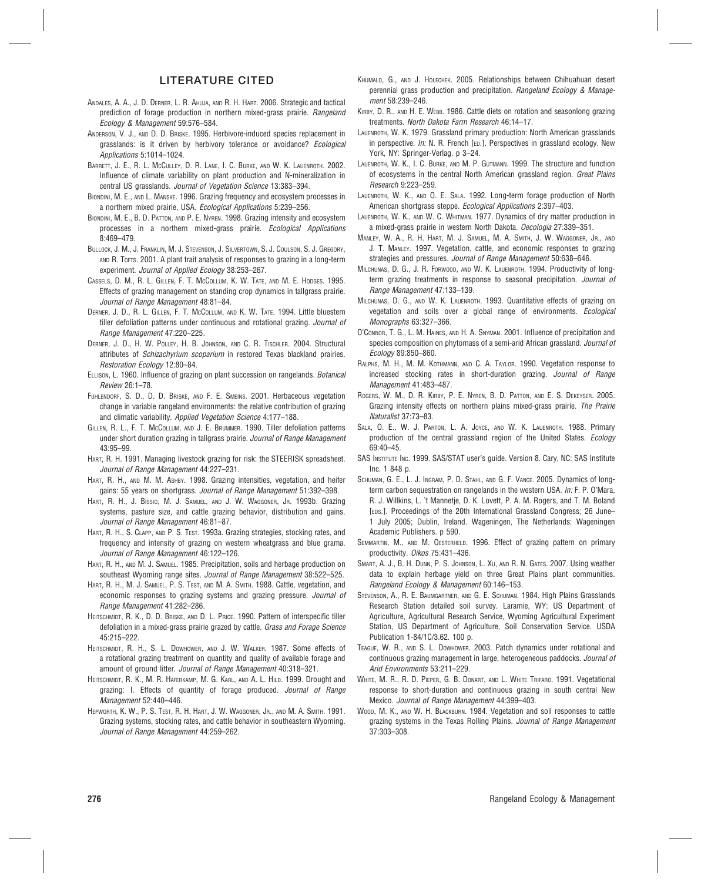## LITERATURE CITED

Andales, A. A., J. D. Derner, L. R. Ahuja, and R. H. Hart. 2006. Strategic and tactical prediction of forage production in northern mixed-grass prairie. *Rangeland Ecology & Management* 59:576–584.

Anderson, V. J., and D. D. Briske. 1995. Herbivore-induced species replacement in grasslands: is it driven by herbivory tolerance or avoidance? *Ecological Applications* 5:1014–1024.

Barrett, J. E., R. L. McCulley, D. R. Lane, I. C. Burke, and W. K. Lauenroth. 2002. Influence of climate variability on plant production and N-mineralization in central US grasslands. *Journal of Vegetation Science* 13:383–394.

Biondini, M. E., and L. Manske. 1996. Grazing frequency and ecosystem processes in a northern mixed prairie, USA. *Ecological Applications* 5:239–256.

Biondini, M. E., B. D. Patton, and P. E. Nyren. 1998. Grazing intensity and ecosystem processes in a northern mixed-grass prairie. *Ecological Applications* 8:469–479.

Bullock, J. M., J. Franklin, M. J. Stevenson, J. Silvertown, S. J. Coulson, S. J. Gregory, and R. Tofts. 2001. A plant trait analysis of responses to grazing in a long-term experiment. *Journal of Applied Ecology* 38:253–267.

Cassels, D. M., R. L. Gillen, F. T. McCollum, K. W. Tate, and M. E. Hodges. 1995. Effects of grazing management on standing crop dynamics in tallgrass prairie. *Journal of Range Management* 48:81–84.

Derner, J. D., R. L. Gillen, F. T. McCollum, and K. W. Tate. 1994. Little bluestem tiller defoliation patterns under continuous and rotational grazing. *Journal of Range Management* 47:220–225.

Derner, J. D., H. W. Polley, H. B. Johnson, and C. R. Tischler. 2004. Structural attributes of *Schizachyrium scoparium* in restored Texas blackland prairies. *Restoration Ecology* 12:80–84.

Ellison, L. 1960. Influence of grazing on plant succession on rangelands. *Botanical Review* 26:1–78.

Fuhlendorf, S. D., D. D. Briske, and F. E. Smeins. 2001. Herbaceous vegetation change in variable rangeland environments: the relative contribution of grazing and climatic variability. *Applied Vegetation Science* 4:177–188.

Gillen, R. L., F. T. McCollum, and J. E. Brummer. 1990. Tiller defoliation patterns under short duration grazing in tallgrass prairie. *Journal of Range Management* 43:95–99.

Hart, R. H. 1991. Managing livestock grazing for risk: the STEERISK spreadsheet. *Journal of Range Management* 44:227–231.

Hart, R. H., and M. M. Ashby. 1998. Grazing intensities, vegetation, and heifer gains: 55 years on shortgrass. *Journal of Range Management* 51:392–398.

Hart, R. H., J. Bissio, M. J. Samuel, and J. W. Waggoner, Jr. 1993b. Grazing systems, pasture size, and cattle grazing behavior, distribution and gains. *Journal of Range Management* 46:81–87.

Hart, R. H., S. Clapp, and P. S. Test. 1993a. Grazing strategies, stocking rates, and frequency and intensity of grazing on western wheatgrass and blue grama. *Journal of Range Management* 46:122–126.

Hart, R. H., and M. J. Samuel. 1985. Precipitation, soils and herbage production on southeast Wyoming range sites. *Journal of Range Management* 38:522–525.

Hart, R. H., M. J. Samuel, P. S. Test, and M. A. Smith. 1988. Cattle, vegetation, and economic responses to grazing systems and grazing pressure. *Journal of Range Management* 41:282–286.

Heitschmidt, R. K., D. D. Briske, and D. L. Price. 1990. Pattern of interspecific tiller defoliation in a mixed-grass prairie grazed by cattle. *Grass and Forage Science* 45:215–222.

Heitschmidt, R. H., S. L. Dowhower, and J. W. Walker. 1987. Some effects of a rotational grazing treatment on quantity and quality of available forage and amount of ground litter. *Journal of Range Management* 40:318–321.

Heitschmidt, R. K., M. R. Haferkamp, M. G. Karl, and A. L. Hild. 1999. Drought and grazing: I. Effects of quantity of forage produced. *Journal of Range Management* 52:440–446.

Hepworth, K. W., P. S. Test, R. H. Hart, J. W. Waggoner, Jr., and M. A. Smith. 1991. Grazing systems, stocking rates, and cattle behavior in southeastern Wyoming. *Journal of Range Management* 44:259–262.

Khumalo, G., and J. Holechek. 2005. Relationships between Chihuahuan desert perennial grass production and precipitation. *Rangeland Ecology & Management* 58:239–246.

Kirby, D. R., and H. E. Webb. 1986. Cattle diets on rotation and seasonlong grazing treatments. *North Dakota Farm Research* 46:14–17.

Lauenroth, W. K. 1979. Grassland primary production: North American grasslands in perspective. *In:* N. R. French [ed.]. Perspectives in grassland ecology. New York, NY: Springer-Verlag. p 3–24.

Lauenroth, W. K., I. C. Burke, and M. P. Gutmann. 1999. The structure and function of ecosystems in the central North American grassland region. *Great Plains Research* 9:223–259.

Lauenroth, W. K., and O. E. Sala. 1992. Long-term forage production of North American shortgrass steppe. *Ecological Applications* 2:397–403.

Lauenroth, W. K., and W. C. Whitman. 1977. Dynamics of dry matter production in a mixed-grass prairie in western North Dakota. *Oecologia* 27:339–351.

Manley, W. A., R. H. Hart, M. J. Samuel, M. A. Smith, J. W. Waggoner, Jr., and J. T. Manley. 1997. Vegetation, cattle, and economic responses to grazing strategies and pressures. *Journal of Range Management* 50:638–646.

Milchunas, D. G., J. R. Forwood, and W. K. Lauenroth. 1994. Productivity of long-term grazing treatments in response to seasonal precipitation. *Journal of Range Management* 47:133–139.

Milchunas, D. G., and W. K. Lauenroth. 1993. Quantitative effects of grazing on vegetation and soils over a global range of environments. *Ecological Monographs* 63:327–366.

O'Connor, T. G., L. M. Haines, and H. A. Snyman. 2001. Influence of precipitation and species composition on phytomass of a semi-arid African grassland. *Journal of Ecology* 89:850–860.

Ralphs, M. H., M. M. Kothmann, and C. A. Taylor. 1990. Vegetation response to increased stocking rates in short-duration grazing. *Journal of Range Management* 41:483–487.

Rogers, W. M., D. R. Kirby, P. E. Nyren, B. D. Patton, and E. S. Dekeyser. 2005. Grazing intensity effects on northern plains mixed-grass prairie. *The Prairie Naturalist* 37:73–83.

Sala, O. E., W. J. Parton, L. A. Joyce, and W. K. Lauenroth. 1988. Primary production of the central grassland region of the United States. *Ecology* 69:40–45.

SAS Institute Inc. 1999. SAS/STAT user's guide. Version 8. Cary, NC: SAS Institute Inc. 1 848 p.

Schuman, G. E., L. J. Ingram, P. D. Stahl, and G. F. Vance. 2005. Dynamics of long-term carbon sequestration on rangelands in the western USA. *In:* F. P. O'Mara, R. J. Willkins, L. 't Mannetje, D. K. Lovett, P. A. M. Rogers, and T. M. Boland [eds.]. Proceedings of the 20th International Grassland Congress; 26 June–1 July 2005; Dublin, Ireland. Wageningen, The Netherlands: Wageningen Academic Publishers. p 590.

Semmartin, M., and M. Oesterheld. 1996. Effect of grazing pattern on primary productivity. *Oikos* 75:431–436.

Smart, A. J., B. H. Dunn, P. S. Johnson, L. Xu, and R. N. Gates. 2007. Using weather data to explain herbage yield on three Great Plains plant communities. *Rangeland Ecology & Management* 60:146–153.

Stevenson, A., R. E. Baumgartner, and G. E. Schuman. 1984. High Plains Grasslands Research Station detailed soil survey. Laramie, WY: US Department of Agriculture, Agricultural Research Service, Wyoming Agricultural Experiment Station, US Department of Agriculture, Soil Conservation Service. USDA Publication 1-84/1C/3.62. 100 p.

Teague, W. R., and S. L. Dowhower. 2003. Patch dynamics under rotational and continuous grazing management in large, heterogeneous paddocks. *Journal of Arid Environments* 53:211–229.

White, M. R., R. D. Pieper, G. B. Donart, and L. White Trifaro. 1991. Vegetational response to short-duration and continuous grazing in south central New Mexico. *Journal of Range Management* 44:399–403.

Wood, M. K., and W. H. Blackburn. 1984. Vegetation and soil responses to cattle grazing systems in the Texas Rolling Plains. *Journal of Range Management* 37:303–308.